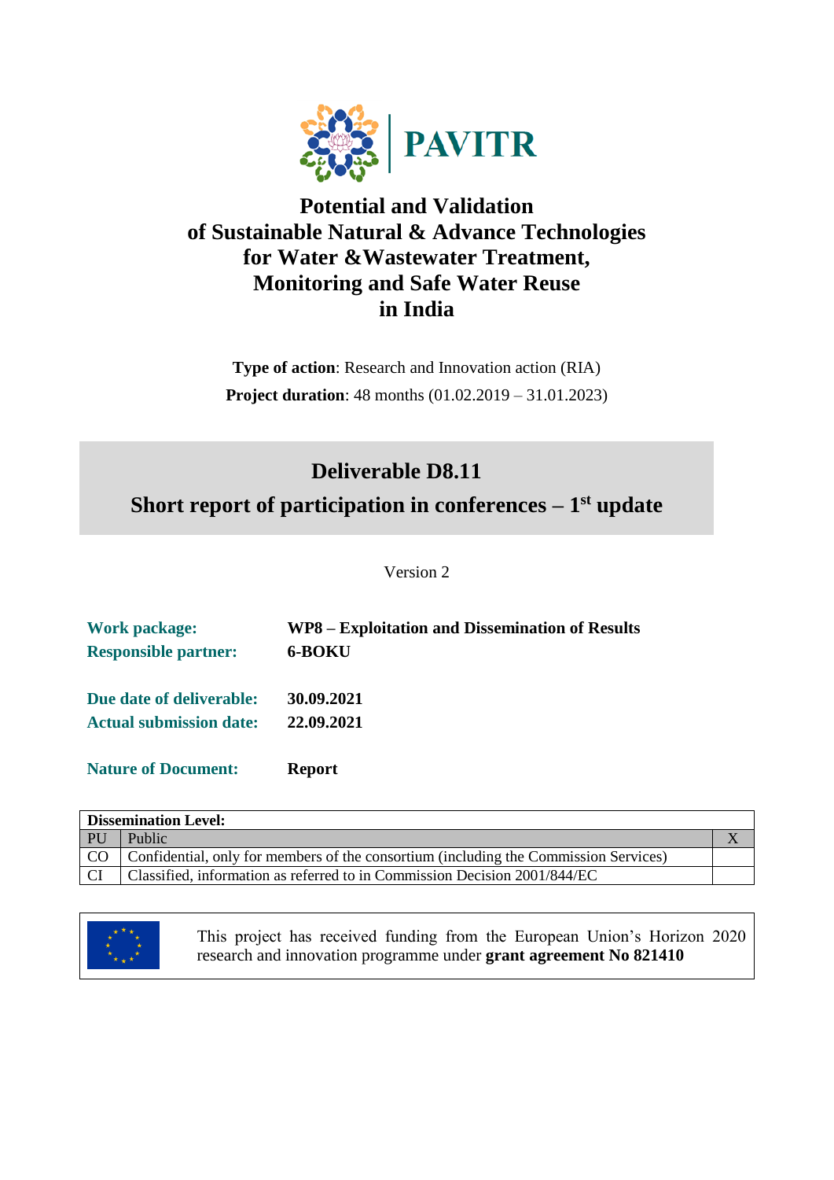PAVITR

# Potential and Validation of Sustainable Natural & Advance Technologies for Water &Wastewater Treatment, Monitoring and Safe Water Reuse in India

**Type of action**: Research and Innovation action (RIA)

**Project duration**: 48 months (01.02.2019 – 31.01.2023)

## Deliverable D8.11

## Short report of participation in conferences – 1st update

Version 2

| | |
|---|---|
| **Work package:** | **WP8 – Exploitation and Dissemination of Results** |
| **Responsible partner:** | **6-BOKU** |
| **Due date of deliverable:** | **30.09.2021** |
| **Actual submission date:** | **22.09.2021** |
| **Nature of Document:** | **Report** |

| **Dissemination Level:** | | |
|---|---|---|
| PU | Public | X |
| CO | Confidential, only for members of the consortium (including the Commission Services) | |
| CI | Classified, information as referred to in Commission Decision 2001/844/EC | |

This project has received funding from the European Union's Horizon 2020 research and innovation programme under **grant agreement No 821410**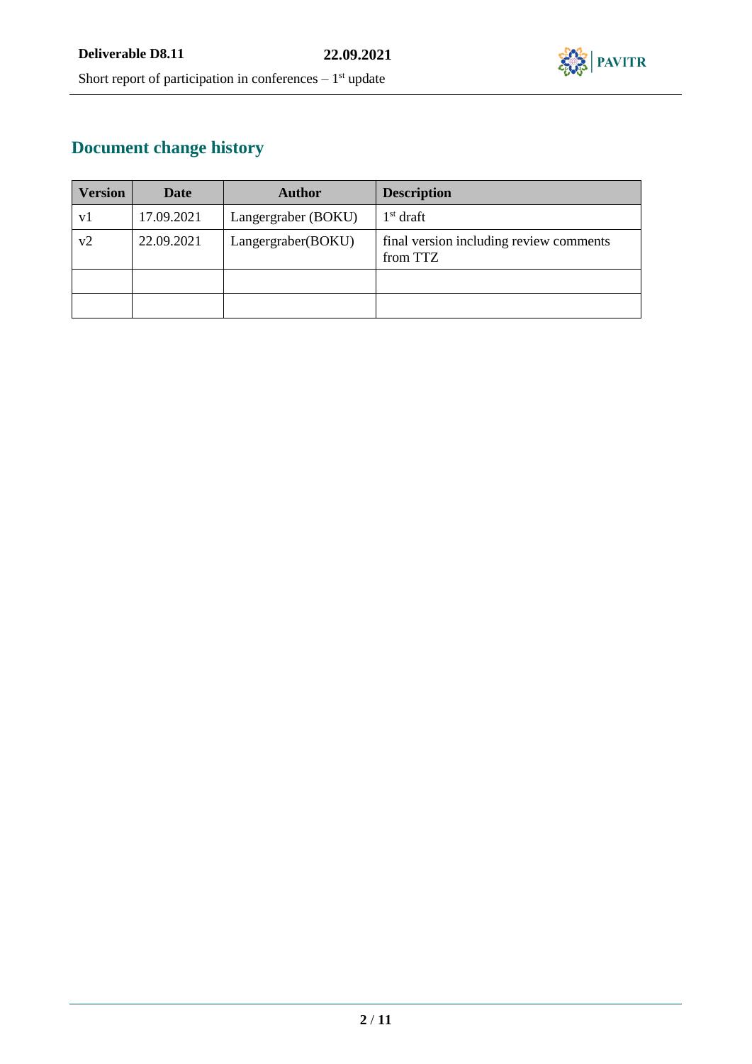# Document change history

| Version | Date | Author | Description |
|---|---|---|---|
| v1 | 17.09.2021 | Langergraber (BOKU) | 1st draft |
| v2 | 22.09.2021 | Langergraber(BOKU) | final version including review comments from TTZ |
| | | | |
| | | | |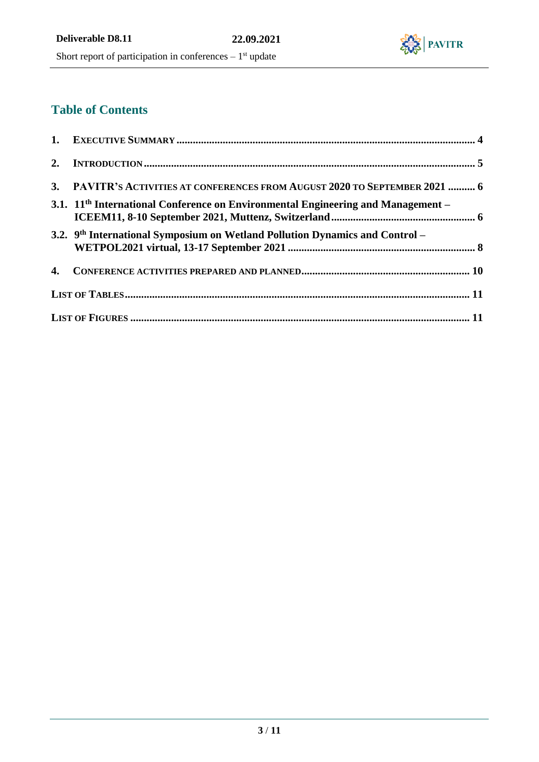## Table of Contents

1. EXECUTIVE SUMMARY ........ 4
2. INTRODUCTION ........ 5
3. PAVITR'S ACTIVITIES AT CONFERENCES FROM AUGUST 2020 TO SEPTEMBER 2021 ........ 6

3.1. 11th International Conference on Environmental Engineering and Management – ICEEM11, 8-10 September 2021, Muttenz, Switzerland ........ 6

3.2. 9th International Symposium on Wetland Pollution Dynamics and Control – WETPOL2021 virtual, 13-17 September 2021 ........ 8

4. CONFERENCE ACTIVITIES PREPARED AND PLANNED ........ 10

LIST OF TABLES ........ 11

LIST OF FIGURES ........ 11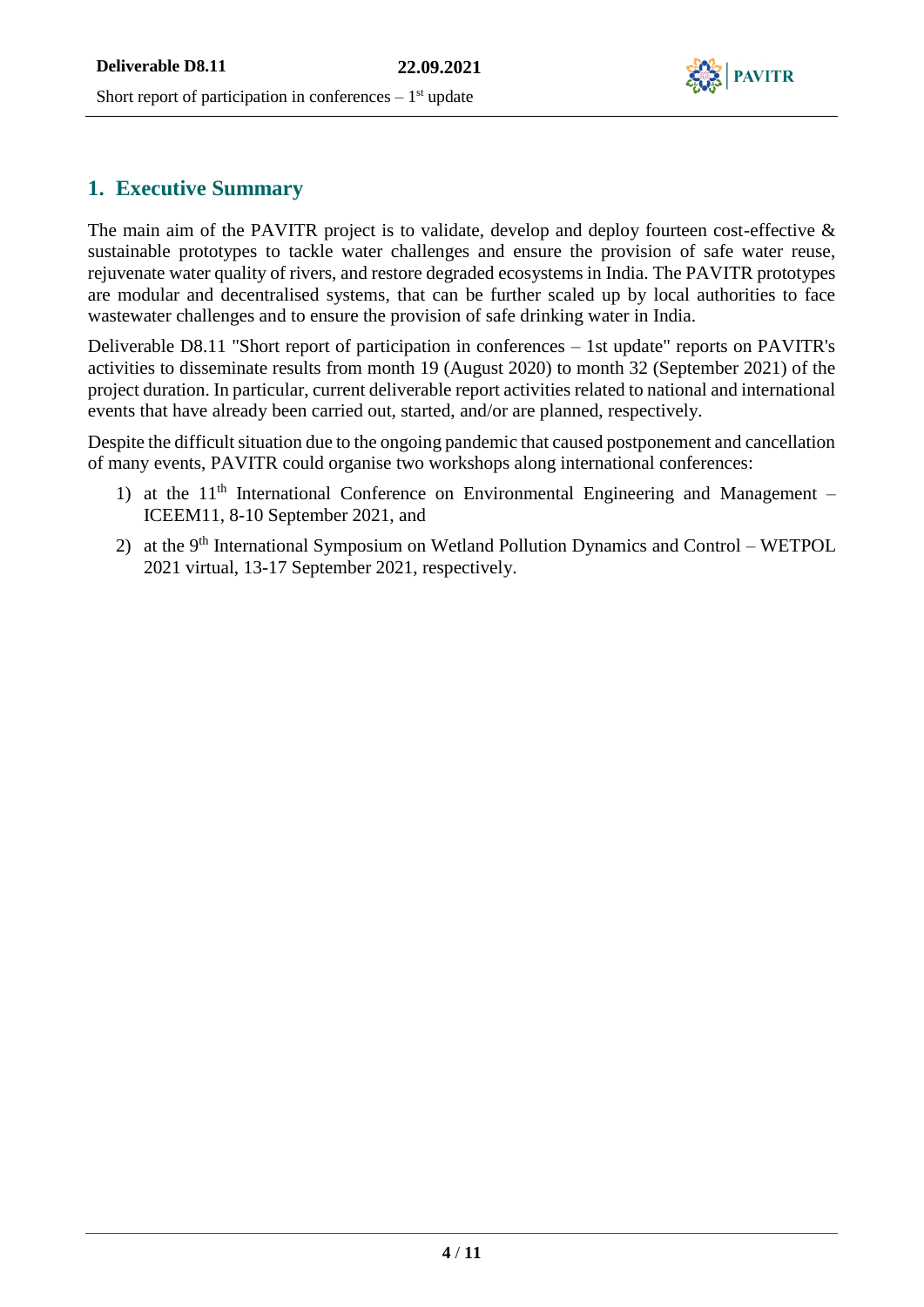## 1. Executive Summary

The main aim of the PAVITR project is to validate, develop and deploy fourteen cost-effective & sustainable prototypes to tackle water challenges and ensure the provision of safe water reuse, rejuvenate water quality of rivers, and restore degraded ecosystems in India. The PAVITR prototypes are modular and decentralised systems, that can be further scaled up by local authorities to face wastewater challenges and to ensure the provision of safe drinking water in India.

Deliverable D8.11 "Short report of participation in conferences – 1st update" reports on PAVITR's activities to disseminate results from month 19 (August 2020) to month 32 (September 2021) of the project duration. In particular, current deliverable report activities related to national and international events that have already been carried out, started, and/or are planned, respectively.

Despite the difficult situation due to the ongoing pandemic that caused postponement and cancellation of many events, PAVITR could organise two workshops along international conferences:

1) at the 11th International Conference on Environmental Engineering and Management – ICEEM11, 8-10 September 2021, and
2) at the 9th International Symposium on Wetland Pollution Dynamics and Control – WETPOL 2021 virtual, 13-17 September 2021, respectively.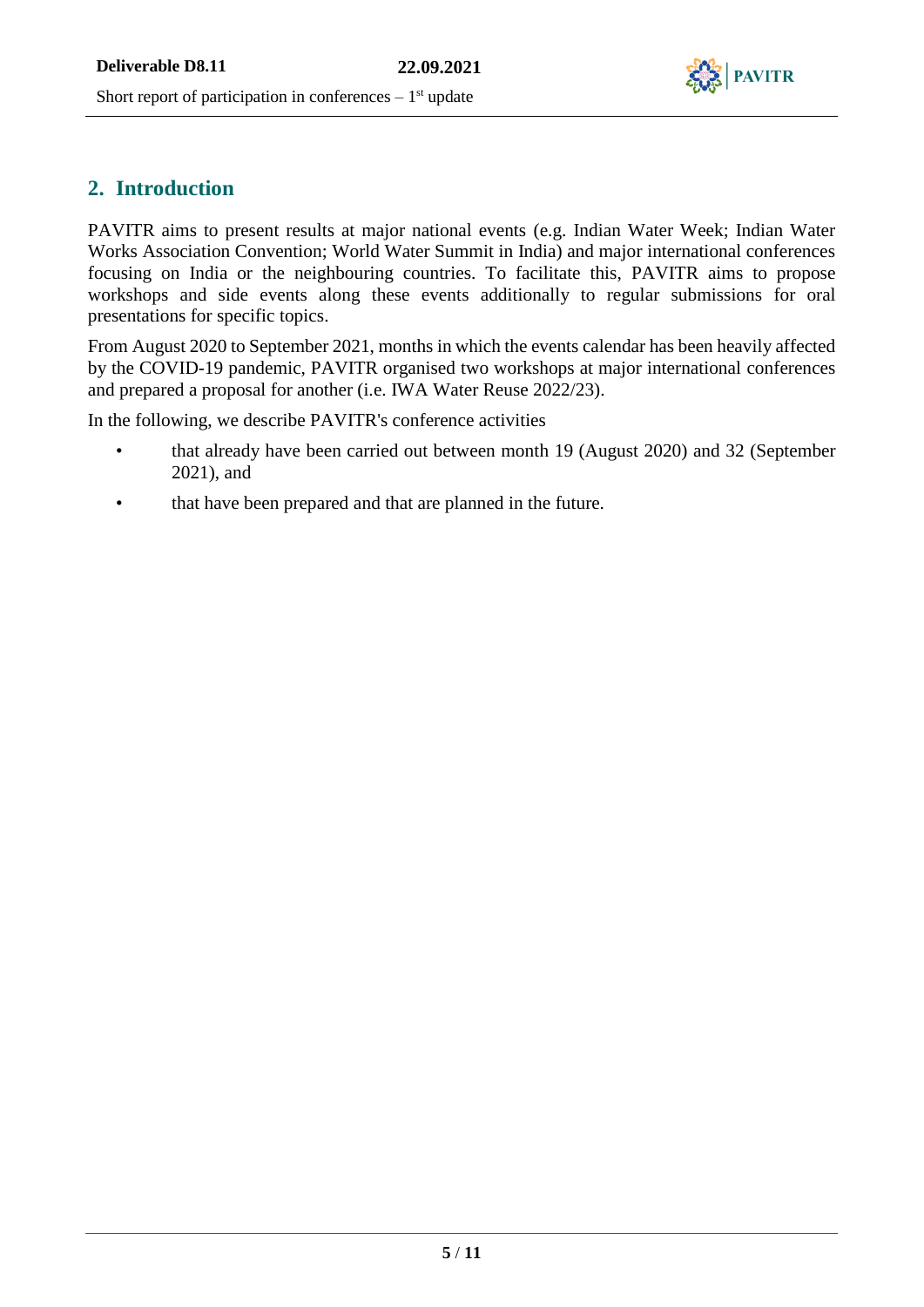## 2. Introduction

PAVITR aims to present results at major national events (e.g. Indian Water Week; Indian Water Works Association Convention; World Water Summit in India) and major international conferences focusing on India or the neighbouring countries. To facilitate this, PAVITR aims to propose workshops and side events along these events additionally to regular submissions for oral presentations for specific topics.

From August 2020 to September 2021, months in which the events calendar has been heavily affected by the COVID-19 pandemic, PAVITR organised two workshops at major international conferences and prepared a proposal for another (i.e. IWA Water Reuse 2022/23).

In the following, we describe PAVITR's conference activities

- that already have been carried out between month 19 (August 2020) and 32 (September 2021), and
- that have been prepared and that are planned in the future.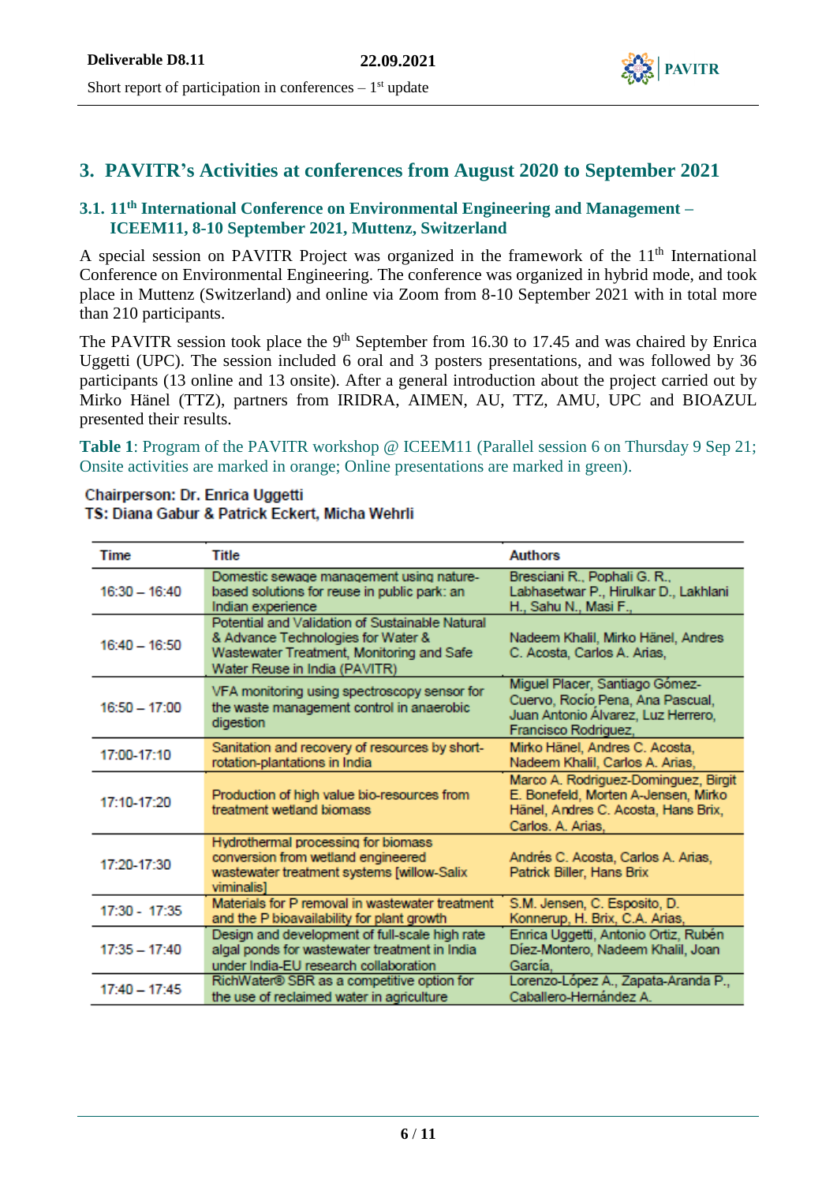# 3. PAVITR's Activities at conferences from August 2020 to September 2021

## 3.1. 11th International Conference on Environmental Engineering and Management – ICEEM11, 8-10 September 2021, Muttenz, Switzerland

A special session on PAVITR Project was organized in the framework of the 11th International Conference on Environmental Engineering. The conference was organized in hybrid mode, and took place in Muttenz (Switzerland) and online via Zoom from 8-10 September 2021 with in total more than 210 participants.

The PAVITR session took place the 9th September from 16.30 to 17.45 and was chaired by Enrica Uggetti (UPC). The session included 6 oral and 3 posters presentations, and was followed by 36 participants (13 online and 13 onsite). After a general introduction about the project carried out by Mirko Hänel (TTZ), partners from IRIDRA, AIMEN, AU, TTZ, AMU, UPC and BIOAZUL presented their results.

**Table 1**: Program of the PAVITR workshop @ ICEEM11 (Parallel session 6 on Thursday 9 Sep 21; Onsite activities are marked in orange; Online presentations are marked in green).

**Chairperson: Dr. Enrica Uggetti**
**TS: Diana Gabur & Patrick Eckert, Micha Wehrli**

| Time | Title | Authors |
|---|---|---|
| 16:30 – 16:40 | Domestic sewage management using nature-based solutions for reuse in public park: an Indian experience | Bresciani R., Pophali G. R., Labhasetwar P., Hirulkar D., Lakhlani H., Sahu N., Masi F., |
| 16:40 – 16:50 | Potential and Validation of Sustainable Natural & Advance Technologies for Water & Wastewater Treatment, Monitoring and Safe Water Reuse in India (PAVITR) | Nadeem Khalil, Mirko Hänel, Andres C. Acosta, Carlos A. Arias, |
| 16:50 – 17:00 | VFA monitoring using spectroscopy sensor for the waste management control in anaerobic digestion | Miguel Placer, Santiago Gómez-Cuervo, Rocío Pena, Ana Pascual, Juan Antonio Álvarez, Luz Herrero, Francisco Rodriguez, |
| 17:00-17:10 | Sanitation and recovery of resources by short-rotation-plantations in India | Mirko Hänel, Andres C. Acosta, Nadeem Khalil, Carlos A. Arias, |
| 17:10-17:20 | Production of high value bio-resources from treatment wetland biomass | Marco A. Rodriguez-Dominguez, Birgit E. Bonefeld, Morten A-Jensen, Mirko Hänel, Andres C. Acosta, Hans Brix, Carlos. A. Arias, |
| 17:20-17:30 | Hydrothermal processing for biomass conversion from wetland engineered wastewater treatment systems [willow-Salix viminalis] | Andrés C. Acosta, Carlos A. Arias, Patrick Biller, Hans Brix |
| 17:30 - 17:35 | Materials for P removal in wastewater treatment and the P bioavailability for plant growth | S.M. Jensen, C. Esposito, D. Konnerup, H. Brix, C.A. Arias, |
| 17:35 – 17:40 | Design and development of full-scale high rate algal ponds for wastewater treatment in India under India-EU research collaboration | Enrica Uggetti, Antonio Ortiz, Rubén Díez-Montero, Nadeem Khalil, Joan García, |
| 17:40 – 17:45 | RichWater® SBR as a competitive option for the use of reclaimed water in agriculture | Lorenzo-López A., Zapata-Aranda P., Caballero-Hernández A. |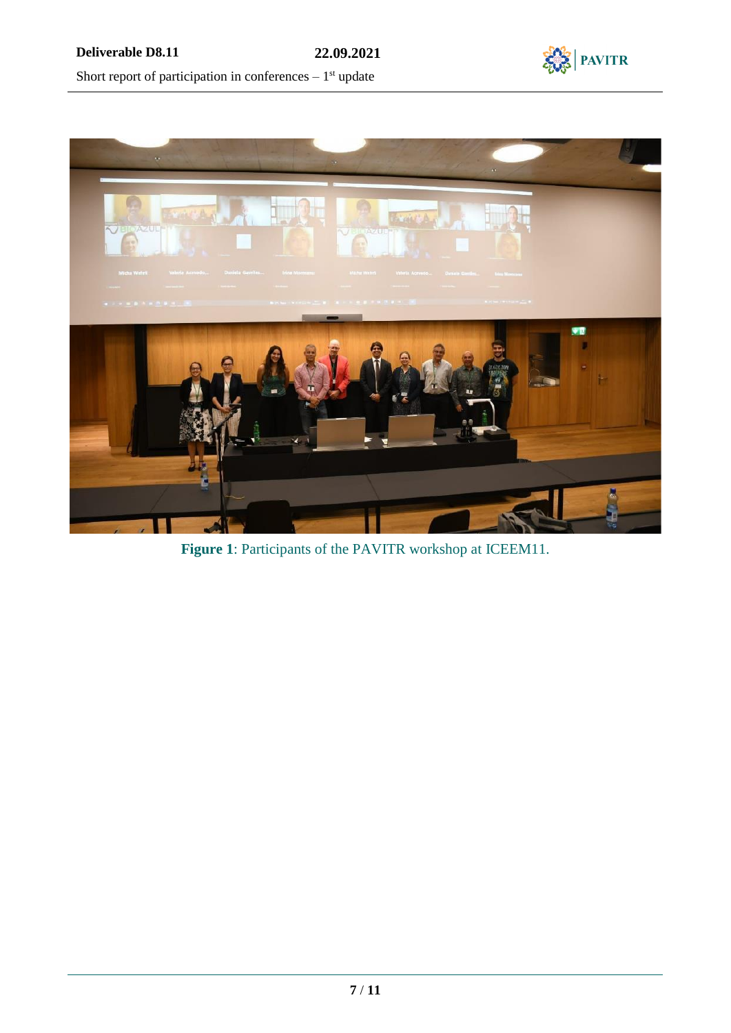**Figure 1**: Participants of the PAVITR workshop at ICEEM11.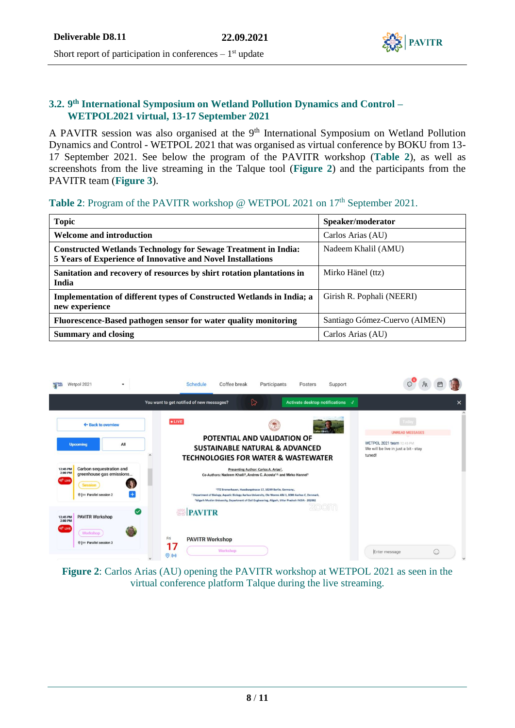### 3.2. 9th International Symposium on Wetland Pollution Dynamics and Control – WETPOL2021 virtual, 13-17 September 2021

A PAVITR session was also organised at the 9th International Symposium on Wetland Pollution Dynamics and Control - WETPOL 2021 that was organised as virtual conference by BOKU from 13-17 September 2021. See below the program of the PAVITR workshop (**Table 2**), as well as screenshots from the live streaming in the Talque tool (**Figure 2**) and the participants from the PAVITR team (**Figure 3**).

**Table 2**: Program of the PAVITR workshop @ WETPOL 2021 on 17th September 2021.

| Topic | Speaker/moderator |
|---|---|
| **Welcome and introduction** | Carlos Arias (AU) |
| **Constructed Wetlands Technology for Sewage Treatment in India: 5 Years of Experience of Innovative and Novel Installations** | Nadeem Khalil (AMU) |
| **Sanitation and recovery of resources by shirt rotation plantations in India** | Mirko Hänel (ttz) |
| **Implementation of different types of Constructed Wetlands in India; a new experience** | Girish R. Pophali (NEERI) |
| **Fluorescence-Based pathogen sensor for water quality monitoring** | Santiago Gómez-Cuervo (AIMEN) |
| **Summary and closing** | Carlos Arias (AU) |

**Figure 2**: Carlos Arias (AU) opening the PAVITR workshop at WETPOL 2021 as seen in the virtual conference platform Talque during the live streaming.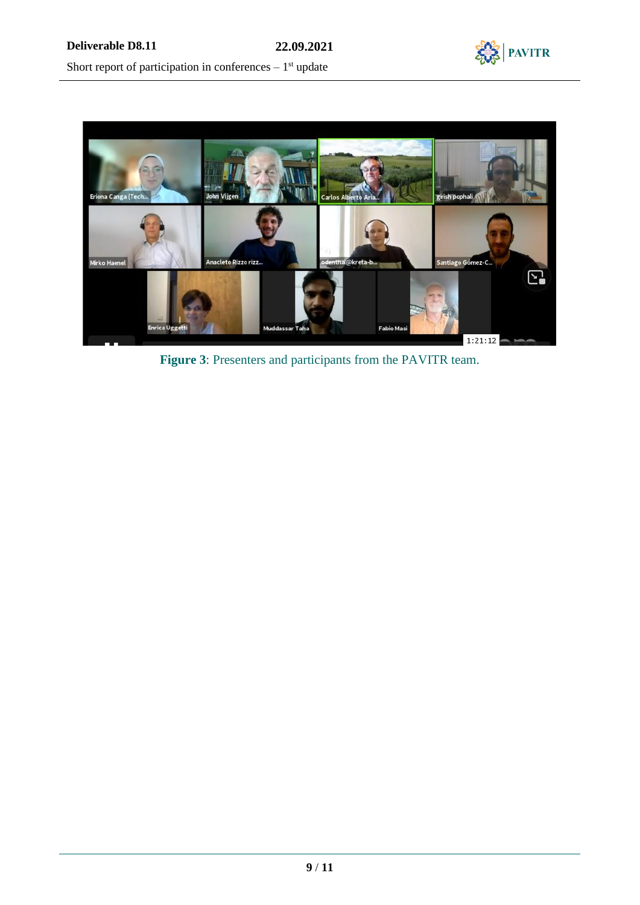**Figure 3**: Presenters and participants from the PAVITR team.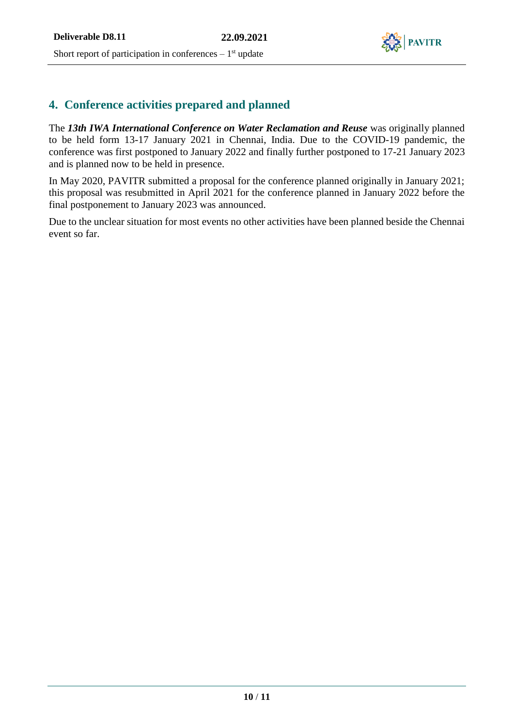## 4. Conference activities prepared and planned

The ***13th IWA International Conference on Water Reclamation and Reuse*** was originally planned to be held form 13-17 January 2021 in Chennai, India. Due to the COVID-19 pandemic, the conference was first postponed to January 2022 and finally further postponed to 17-21 January 2023 and is planned now to be held in presence.

In May 2020, PAVITR submitted a proposal for the conference planned originally in January 2021; this proposal was resubmitted in April 2021 for the conference planned in January 2022 before the final postponement to January 2023 was announced.

Due to the unclear situation for most events no other activities have been planned beside the Chennai event so far.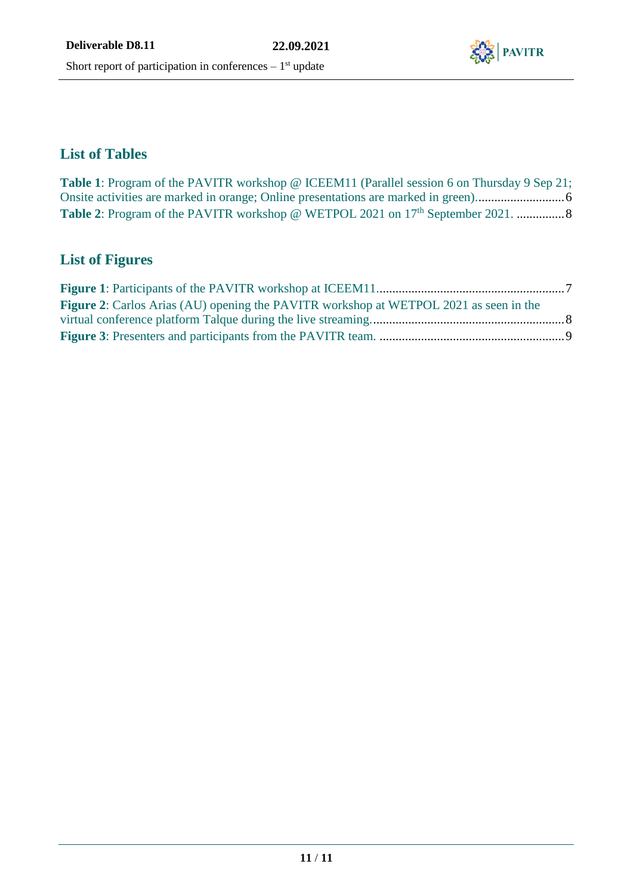## List of Tables

**Table 1**: Program of the PAVITR workshop @ ICEEM11 (Parallel session 6 on Thursday 9 Sep 21; Onsite activities are marked in orange; Online presentations are marked in green)............................6

**Table 2**: Program of the PAVITR workshop @ WETPOL 2021 on 17th September 2021. ...............8

## List of Figures

**Figure 1**: Participants of the PAVITR workshop at ICEEM11...........................................................7

**Figure 2**: Carlos Arias (AU) opening the PAVITR workshop at WETPOL 2021 as seen in the virtual conference platform Talque during the live streaming.............................................................8

**Figure 3**: Presenters and participants from the PAVITR team. ..........................................................9